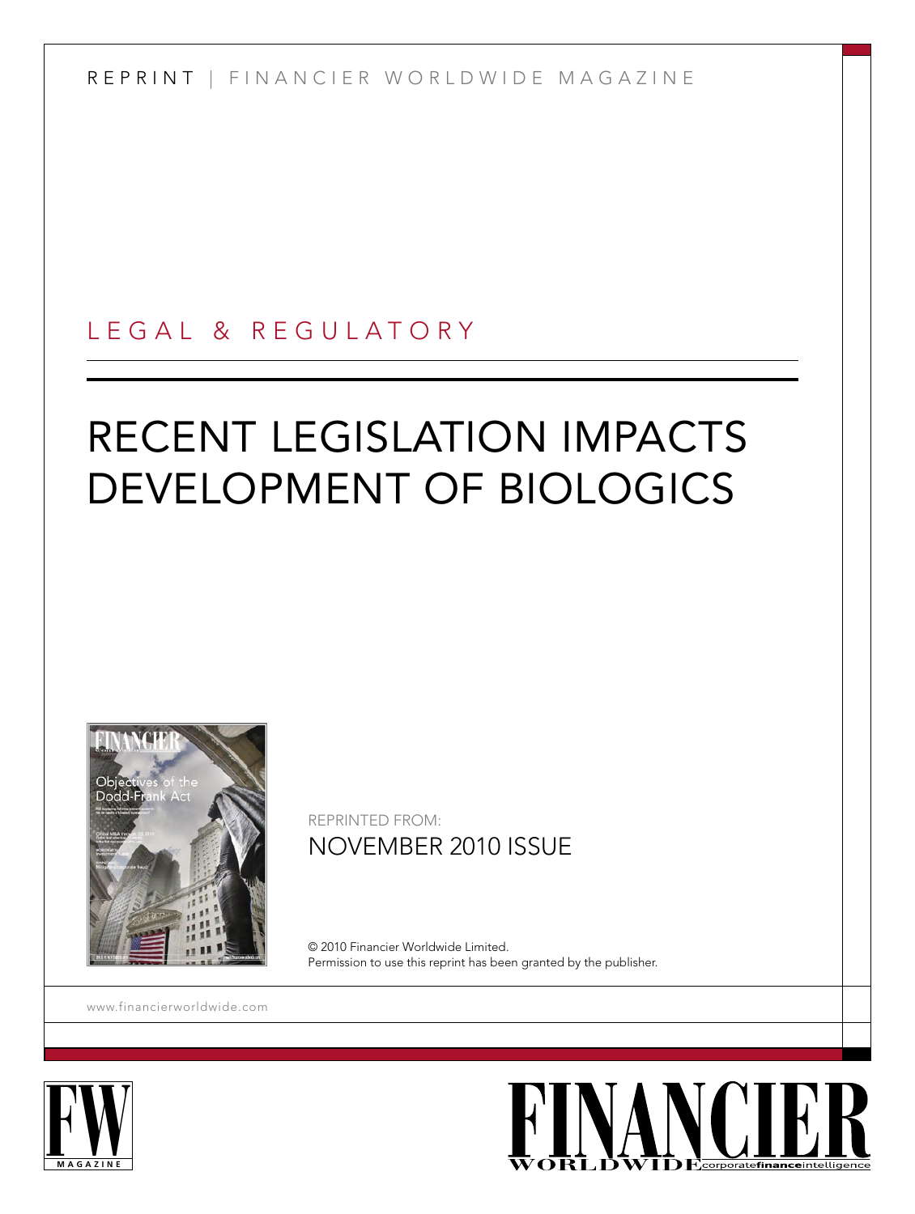REPRINT | FINANCIER WORLDWIDE MAGAZINE

LEGAL & REGULATORY

# RECENT LEGISLATION IMPACTS DEVELOPMENT OF BIOLOGICS

REPRINTED FROM:
NOVEMBER 2010 ISSUE

© 2010 Financier Worldwide Limited.
Permission to use this reprint has been granted by the publisher.

www.financierworldwide.com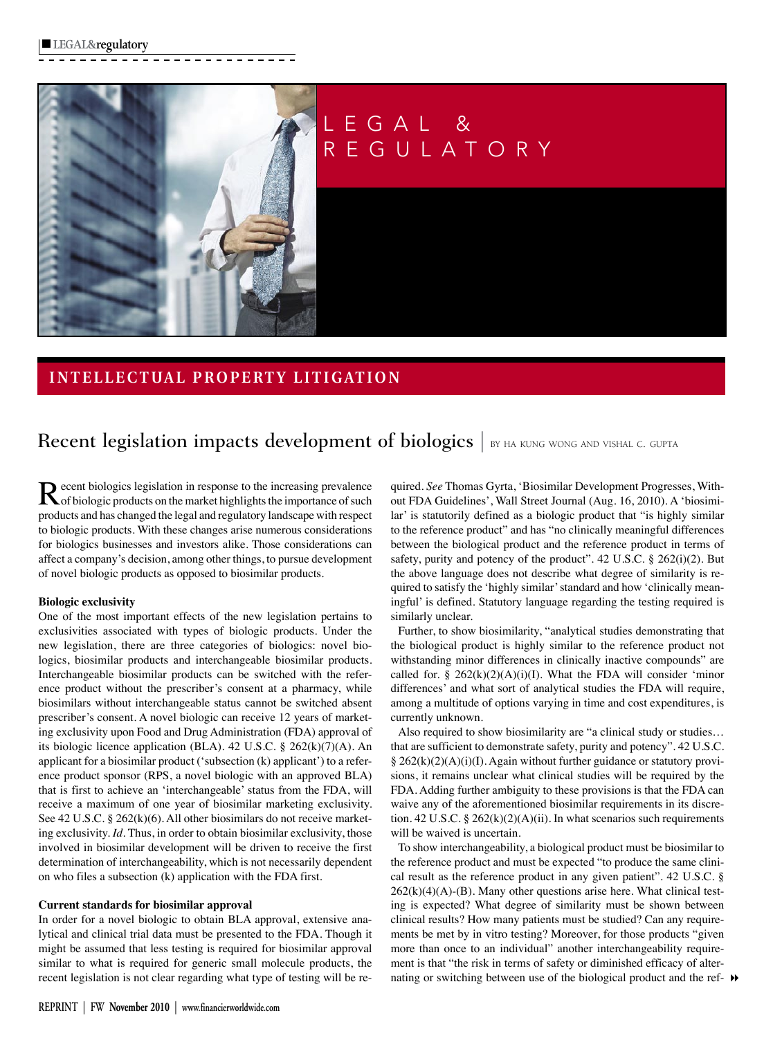LEGAL & REGULATORY

## INTELLECTUAL PROPERTY LITIGATION

# Recent legislation impacts development of biologics

BY HA KUNG WONG AND VISHAL C. GUPTA

Recent biologics legislation in response to the increasing prevalence of biologic products on the market highlights the importance of such products and has changed the legal and regulatory landscape with respect to biologic products. With these changes arise numerous considerations for biologics businesses and investors alike. Those considerations can affect a company's decision, among other things, to pursue development of novel biologic products as opposed to biosimilar products.

**Biologic exclusivity**

One of the most important effects of the new legislation pertains to exclusivities associated with types of biologic products. Under the new legislation, there are three categories of biologics: novel biologics, biosimilar products and interchangeable biosimilar products. Interchangeable biosimilar products can be switched with the reference product without the prescriber's consent at a pharmacy, while biosimilars without interchangeable status cannot be switched absent prescriber's consent. A novel biologic can receive 12 years of marketing exclusivity upon Food and Drug Administration (FDA) approval of its biologic licence application (BLA). 42 U.S.C. § 262(k)(7)(A). An applicant for a biosimilar product ('subsection (k) applicant') to a reference product sponsor (RPS, a novel biologic with an approved BLA) that is first to achieve an 'interchangeable' status from the FDA, will receive a maximum of one year of biosimilar marketing exclusivity. See 42 U.S.C. § 262(k)(6). All other biosimilars do not receive marketing exclusivity. *Id*. Thus, in order to obtain biosimilar exclusivity, those involved in biosimilar development will be driven to receive the first determination of interchangeability, which is not necessarily dependent on who files a subsection (k) application with the FDA first.

**Current standards for biosimilar approval**

In order for a novel biologic to obtain BLA approval, extensive analytical and clinical trial data must be presented to the FDA. Though it might be assumed that less testing is required for biosimilar approval similar to what is required for generic small molecule products, the recent legislation is not clear regarding what type of testing will be required. *See* Thomas Gyrta, 'Biosimilar Development Progresses, Without FDA Guidelines', Wall Street Journal (Aug. 16, 2010). A 'biosimilar' is statutorily defined as a biologic product that "is highly similar to the reference product" and has "no clinically meaningful differences between the biological product and the reference product in terms of safety, purity and potency of the product". 42 U.S.C. § 262(i)(2). But the above language does not describe what degree of similarity is required to satisfy the 'highly similar' standard and how 'clinically meaningful' is defined. Statutory language regarding the testing required is similarly unclear.

Further, to show biosimilarity, "analytical studies demonstrating that the biological product is highly similar to the reference product not withstanding minor differences in clinically inactive compounds" are called for. § 262(k)(2)(A)(i)(I). What the FDA will consider 'minor differences' and what sort of analytical studies the FDA will require, among a multitude of options varying in time and cost expenditures, is currently unknown.

Also required to show biosimilarity are "a clinical study or studies… that are sufficient to demonstrate safety, purity and potency". 42 U.S.C. § 262(k)(2)(A)(i)(I). Again without further guidance or statutory provisions, it remains unclear what clinical studies will be required by the FDA. Adding further ambiguity to these provisions is that the FDA can waive any of the aforementioned biosimilar requirements in its discretion. 42 U.S.C. § 262(k)(2)(A)(ii). In what scenarios such requirements will be waived is uncertain.

To show interchangeability, a biological product must be biosimilar to the reference product and must be expected "to produce the same clinical result as the reference product in any given patient". 42 U.S.C. § 262(k)(4)(A)-(B). Many other questions arise here. What clinical testing is expected? What degree of similarity must be shown between clinical results? How many patients must be studied? Can any requirements be met by in vitro testing? Moreover, for those products "given more than once to an individual" another interchangeability requirement is that "the risk in terms of safety or diminished efficacy of alternating or switching between use of the biological product and the ref-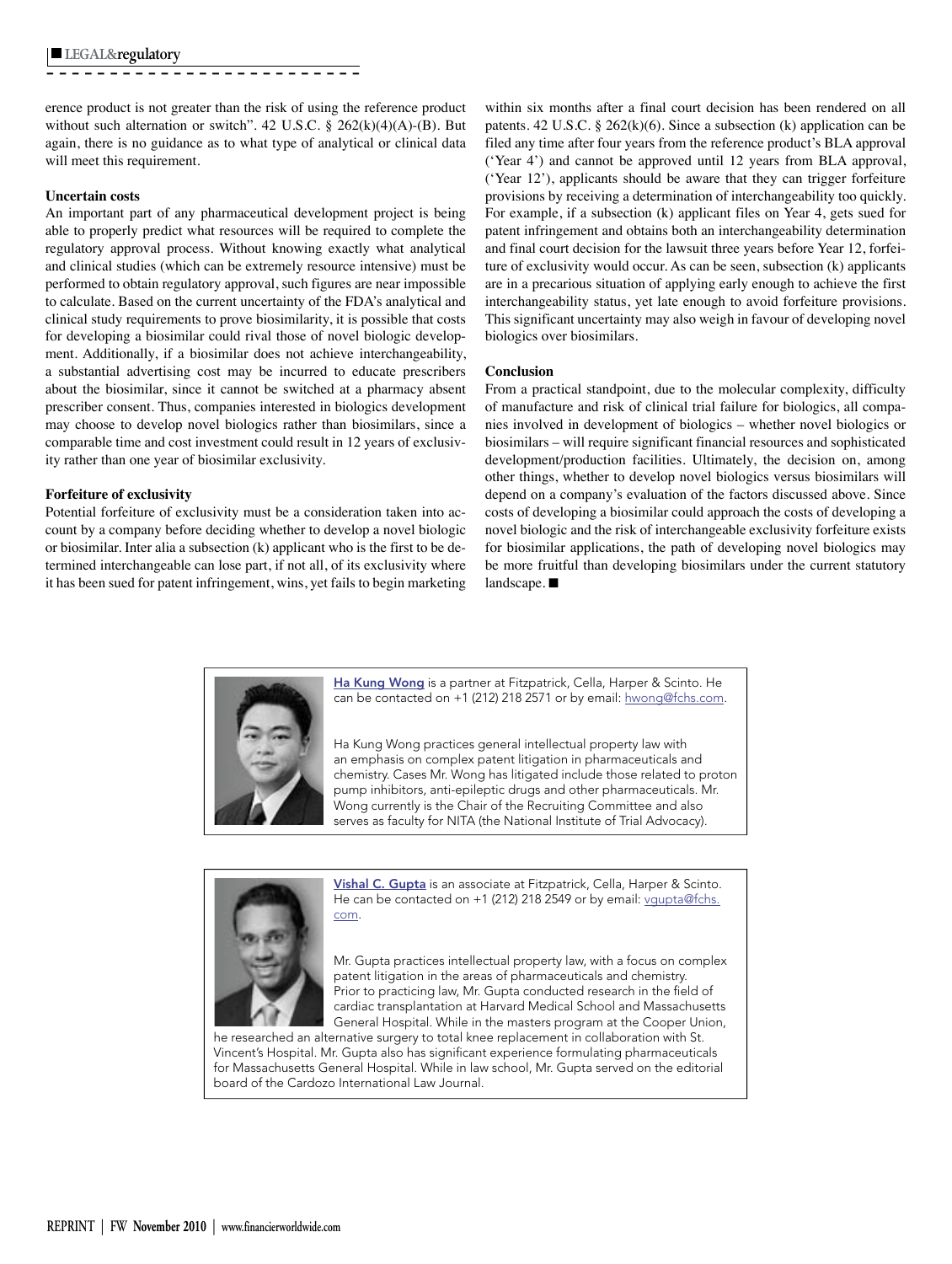erence product is not greater than the risk of using the reference product without such alternation or switch". 42 U.S.C. § 262(k)(4)(A)-(B). But again, there is no guidance as to what type of analytical or clinical data will meet this requirement.

### Uncertain costs

An important part of any pharmaceutical development project is being able to properly predict what resources will be required to complete the regulatory approval process. Without knowing exactly what analytical and clinical studies (which can be extremely resource intensive) must be performed to obtain regulatory approval, such figures are near impossible to calculate. Based on the current uncertainty of the FDA's analytical and clinical study requirements to prove biosimilarity, it is possible that costs for developing a biosimilar could rival those of novel biologic development. Additionally, if a biosimilar does not achieve interchangeability, a substantial advertising cost may be incurred to educate prescribers about the biosimilar, since it cannot be switched at a pharmacy absent prescriber consent. Thus, companies interested in biologics development may choose to develop novel biologics rather than biosimilars, since a comparable time and cost investment could result in 12 years of exclusivity rather than one year of biosimilar exclusivity.

### Forfeiture of exclusivity

Potential forfeiture of exclusivity must be a consideration taken into account by a company before deciding whether to develop a novel biologic or biosimilar. Inter alia a subsection (k) applicant who is the first to be determined interchangeable can lose part, if not all, of its exclusivity where it has been sued for patent infringement, wins, yet fails to begin marketing within six months after a final court decision has been rendered on all patents. 42 U.S.C. § 262(k)(6). Since a subsection (k) application can be filed any time after four years from the reference product's BLA approval ('Year 4') and cannot be approved until 12 years from BLA approval, ('Year 12'), applicants should be aware that they can trigger forfeiture provisions by receiving a determination of interchangeability too quickly. For example, if a subsection (k) applicant files on Year 4, gets sued for patent infringement and obtains both an interchangeability determination and final court decision for the lawsuit three years before Year 12, forfeiture of exclusivity would occur. As can be seen, subsection (k) applicants are in a precarious situation of applying early enough to achieve the first interchangeability status, yet late enough to avoid forfeiture provisions. This significant uncertainty may also weigh in favour of developing novel biologics over biosimilars.

### Conclusion

From a practical standpoint, due to the molecular complexity, difficulty of manufacture and risk of clinical trial failure for biologics, all companies involved in development of biologics – whether novel biologics or biosimilars – will require significant financial resources and sophisticated development/production facilities. Ultimately, the decision on, among other things, whether to develop novel biologics versus biosimilars will depend on a company's evaluation of the factors discussed above. Since costs of developing a biosimilar could approach the costs of developing a novel biologic and the risk of interchangeable exclusivity forfeiture exists for biosimilar applications, the path of developing novel biologics may be more fruitful than developing biosimilars under the current statutory landscape. ■

---

**Ha Kung Wong** is a partner at Fitzpatrick, Cella, Harper & Scinto. He can be contacted on +1 (212) 218 2571 or by email: hwong@fchs.com.

Ha Kung Wong practices general intellectual property law with an emphasis on complex patent litigation in pharmaceuticals and chemistry. Cases Mr. Wong has litigated include those related to proton pump inhibitors, anti-epileptic drugs and other pharmaceuticals. Mr. Wong currently is the Chair of the Recruiting Committee and also serves as faculty for NITA (the National Institute of Trial Advocacy).

---

**Vishal C. Gupta** is an associate at Fitzpatrick, Cella, Harper & Scinto. He can be contacted on +1 (212) 218 2549 or by email: vgupta@fchs.com.

Mr. Gupta practices intellectual property law, with a focus on complex patent litigation in the areas of pharmaceuticals and chemistry. Prior to practicing law, Mr. Gupta conducted research in the field of cardiac transplantation at Harvard Medical School and Massachusetts General Hospital. While in the masters program at the Cooper Union, he researched an alternative surgery to total knee replacement in collaboration with St. Vincent's Hospital. Mr. Gupta also has significant experience formulating pharmaceuticals for Massachusetts General Hospital. While in law school, Mr. Gupta served on the editorial board of the Cardozo International Law Journal.